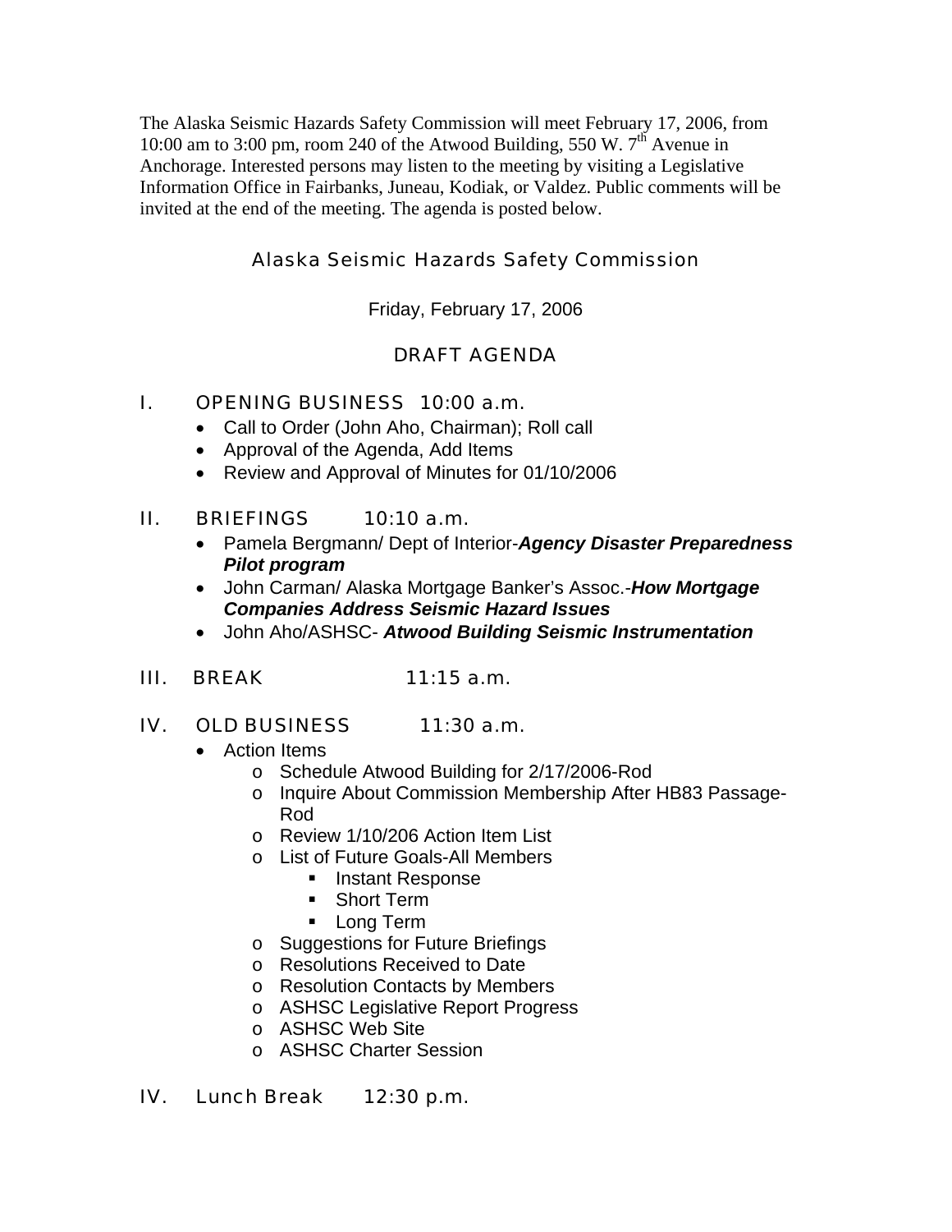The Alaska Seismic Hazards Safety Commission will meet February 17, 2006, from 10:00 am to 3:00 pm, room 240 of the Atwood Building, 550 W. 7th Avenue in Anchorage. Interested persons may listen to the meeting by visiting a Legislative Information Office in Fairbanks, Juneau, Kodiak, or Valdez. Public comments will be invited at the end of the meeting. The agenda is posted below.

## Alaska Seismic Hazards Safety Commission

Friday, February 17, 2006

## DRAFT AGENDA

### I. OPENING BUSINESS 10:00 a.m.

- Call to Order (John Aho, Chairman); Roll call
- Approval of the Agenda, Add Items
- Review and Approval of Minutes for 01/10/2006

### II. BRIEFINGS 10:10 a.m.

- Pamela Bergmann/ Dept of Interior-***Agency Disaster Preparedness Pilot program***
- John Carman/ Alaska Mortgage Banker's Assoc.-***How Mortgage Companies Address Seismic Hazard Issues***
- John Aho/ASHSC- ***Atwood Building Seismic Instrumentation***

### III. BREAK 11:15 a.m.

### IV. OLD BUSINESS 11:30 a.m.

- Action Items
  - Schedule Atwood Building for 2/17/2006-Rod
  - Inquire About Commission Membership After HB83 Passage-Rod
  - Review 1/10/206 Action Item List
  - List of Future Goals-All Members
    - Instant Response
    - Short Term
    - Long Term
  - Suggestions for Future Briefings
  - Resolutions Received to Date
  - Resolution Contacts by Members
  - ASHSC Legislative Report Progress
  - ASHSC Web Site
  - ASHSC Charter Session

### IV. Lunch Break 12:30 p.m.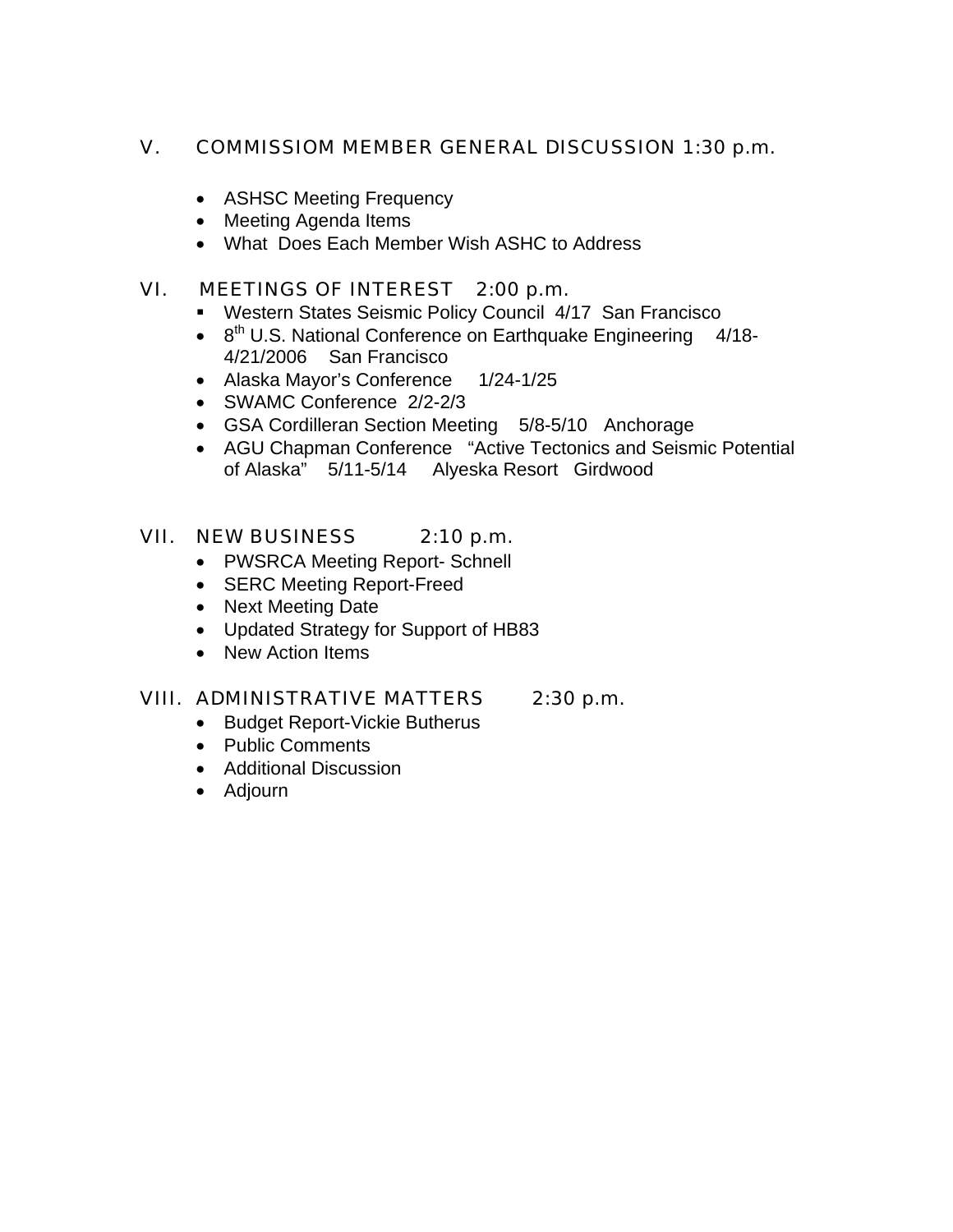## V. COMMISSIOM MEMBER GENERAL DISCUSSION 1:30 p.m.

- ASHSC Meeting Frequency
- Meeting Agenda Items
- What Does Each Member Wish ASHC to Address

## VI. MEETINGS OF INTEREST 2:00 p.m.

- Western States Seismic Policy Council 4/17 San Francisco
- 8th U.S. National Conference on Earthquake Engineering 4/18-4/21/2006 San Francisco
- Alaska Mayor's Conference 1/24-1/25
- SWAMC Conference 2/2-2/3
- GSA Cordilleran Section Meeting 5/8-5/10 Anchorage
- AGU Chapman Conference "Active Tectonics and Seismic Potential of Alaska" 5/11-5/14 Alyeska Resort Girdwood

## VII. NEW BUSINESS 2:10 p.m.

- PWSRCA Meeting Report- Schnell
- SERC Meeting Report-Freed
- Next Meeting Date
- Updated Strategy for Support of HB83
- New Action Items

## VIII. ADMINISTRATIVE MATTERS 2:30 p.m.

- Budget Report-Vickie Butherus
- Public Comments
- Additional Discussion
- Adjourn